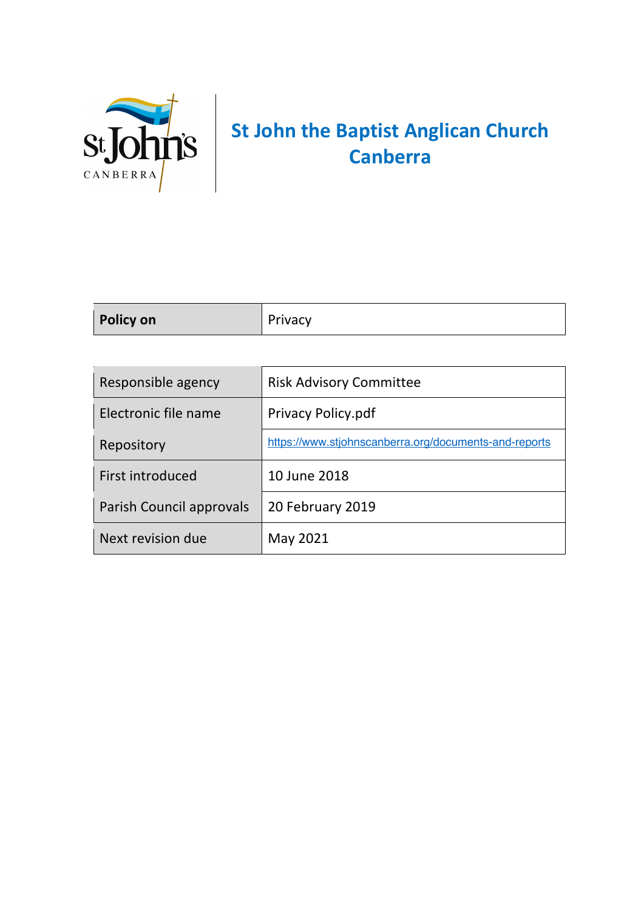# St John the Baptist Anglican Church Canberra

| **Policy on** | Privacy |
|---|---|

| Responsible agency | Risk Advisory Committee |
|---|---|
| Electronic file name | Privacy Policy.pdf |
| Repository | https://www.stjohnscanberra.org/documents-and-reports |
| First introduced | 10 June 2018 |
| Parish Council approvals | 20 February 2019 |
| Next revision due | May 2021 |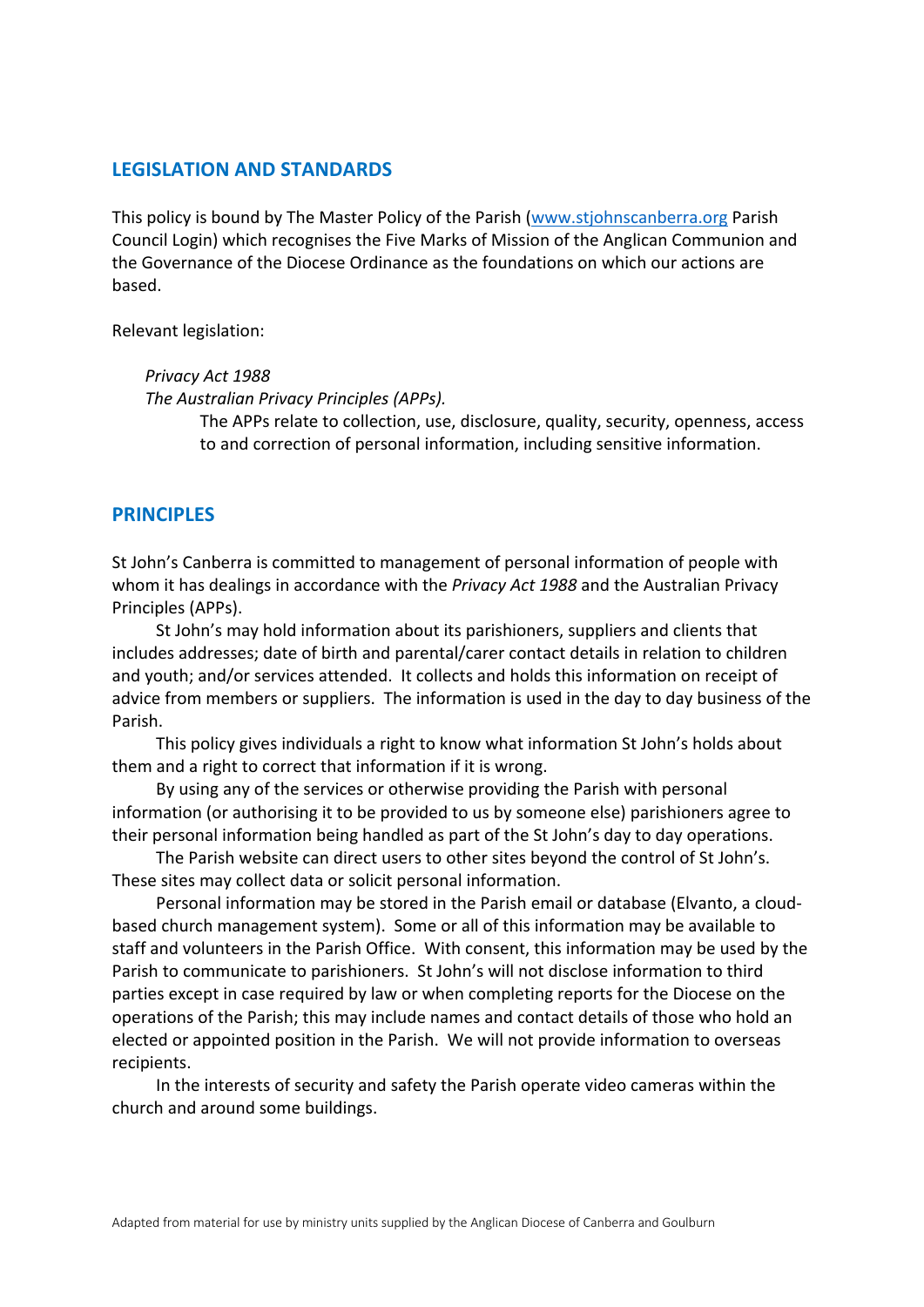## LEGISLATION AND STANDARDS

This policy is bound by The Master Policy of the Parish ([www.stjohnscanberra.org](http://www.stjohnscanberra.org) Parish Council Login) which recognises the Five Marks of Mission of the Anglican Communion and the Governance of the Diocese Ordinance as the foundations on which our actions are based.

Relevant legislation:

*Privacy Act 1988*
*The Australian Privacy Principles (APPs).*

The APPs relate to collection, use, disclosure, quality, security, openness, access to and correction of personal information, including sensitive information.

## PRINCIPLES

St John's Canberra is committed to management of personal information of people with whom it has dealings in accordance with the *Privacy Act 1988* and the Australian Privacy Principles (APPs).

St John's may hold information about its parishioners, suppliers and clients that includes addresses; date of birth and parental/carer contact details in relation to children and youth; and/or services attended. It collects and holds this information on receipt of advice from members or suppliers. The information is used in the day to day business of the Parish.

This policy gives individuals a right to know what information St John's holds about them and a right to correct that information if it is wrong.

By using any of the services or otherwise providing the Parish with personal information (or authorising it to be provided to us by someone else) parishioners agree to their personal information being handled as part of the St John's day to day operations.

The Parish website can direct users to other sites beyond the control of St John's. These sites may collect data or solicit personal information.

Personal information may be stored in the Parish email or database (Elvanto, a cloud-based church management system). Some or all of this information may be available to staff and volunteers in the Parish Office. With consent, this information may be used by the Parish to communicate to parishioners. St John's will not disclose information to third parties except in case required by law or when completing reports for the Diocese on the operations of the Parish; this may include names and contact details of those who hold an elected or appointed position in the Parish. We will not provide information to overseas recipients.

In the interests of security and safety the Parish operate video cameras within the church and around some buildings.

Adapted from material for use by ministry units supplied by the Anglican Diocese of Canberra and Goulburn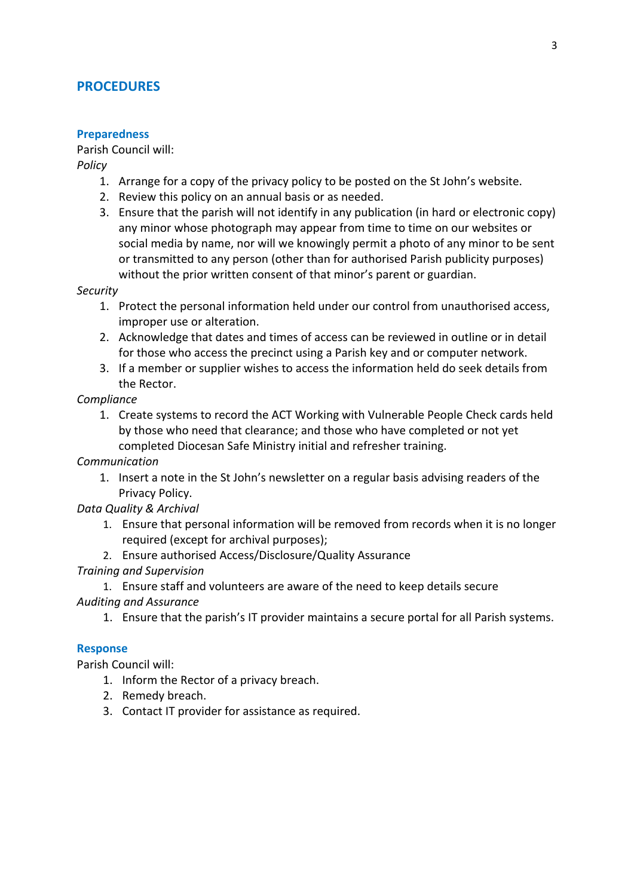## PROCEDURES

### Preparedness

Parish Council will:

*Policy*

1. Arrange for a copy of the privacy policy to be posted on the St John's website.
2. Review this policy on an annual basis or as needed.
3. Ensure that the parish will not identify in any publication (in hard or electronic copy) any minor whose photograph may appear from time to time on our websites or social media by name, nor will we knowingly permit a photo of any minor to be sent or transmitted to any person (other than for authorised Parish publicity purposes) without the prior written consent of that minor's parent or guardian.

*Security*

1. Protect the personal information held under our control from unauthorised access, improper use or alteration.
2. Acknowledge that dates and times of access can be reviewed in outline or in detail for those who access the precinct using a Parish key and or computer network.
3. If a member or supplier wishes to access the information held do seek details from the Rector.

*Compliance*

1. Create systems to record the ACT Working with Vulnerable People Check cards held by those who need that clearance; and those who have completed or not yet completed Diocesan Safe Ministry initial and refresher training.

*Communication*

1. Insert a note in the St John's newsletter on a regular basis advising readers of the Privacy Policy.

*Data Quality & Archival*

1. Ensure that personal information will be removed from records when it is no longer required (except for archival purposes);
2. Ensure authorised Access/Disclosure/Quality Assurance

*Training and Supervision*

1. Ensure staff and volunteers are aware of the need to keep details secure

*Auditing and Assurance*

1. Ensure that the parish's IT provider maintains a secure portal for all Parish systems.

### Response

Parish Council will:

1. Inform the Rector of a privacy breach.
2. Remedy breach.
3. Contact IT provider for assistance as required.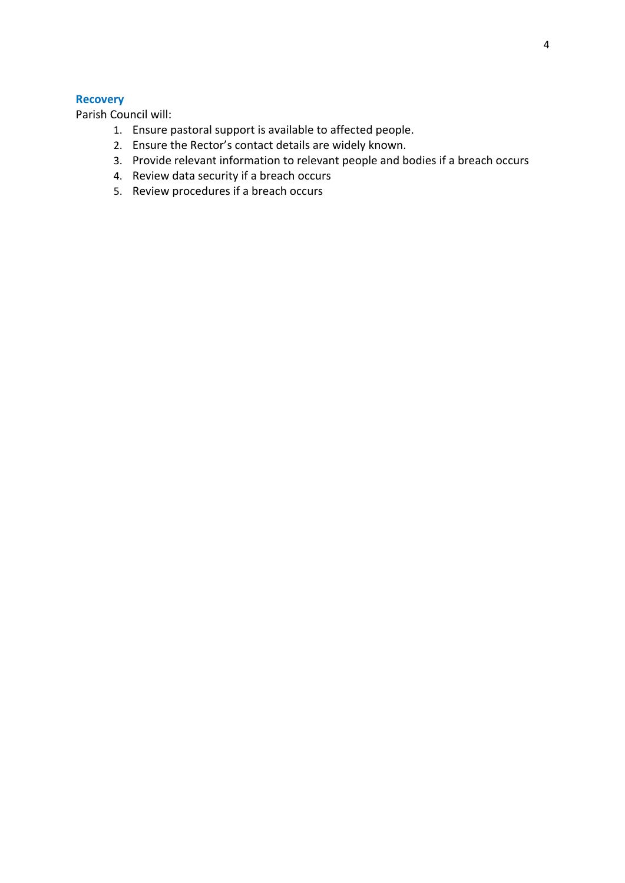### Recovery

Parish Council will:

1. Ensure pastoral support is available to affected people.
2. Ensure the Rector's contact details are widely known.
3. Provide relevant information to relevant people and bodies if a breach occurs
4. Review data security if a breach occurs
5. Review procedures if a breach occurs